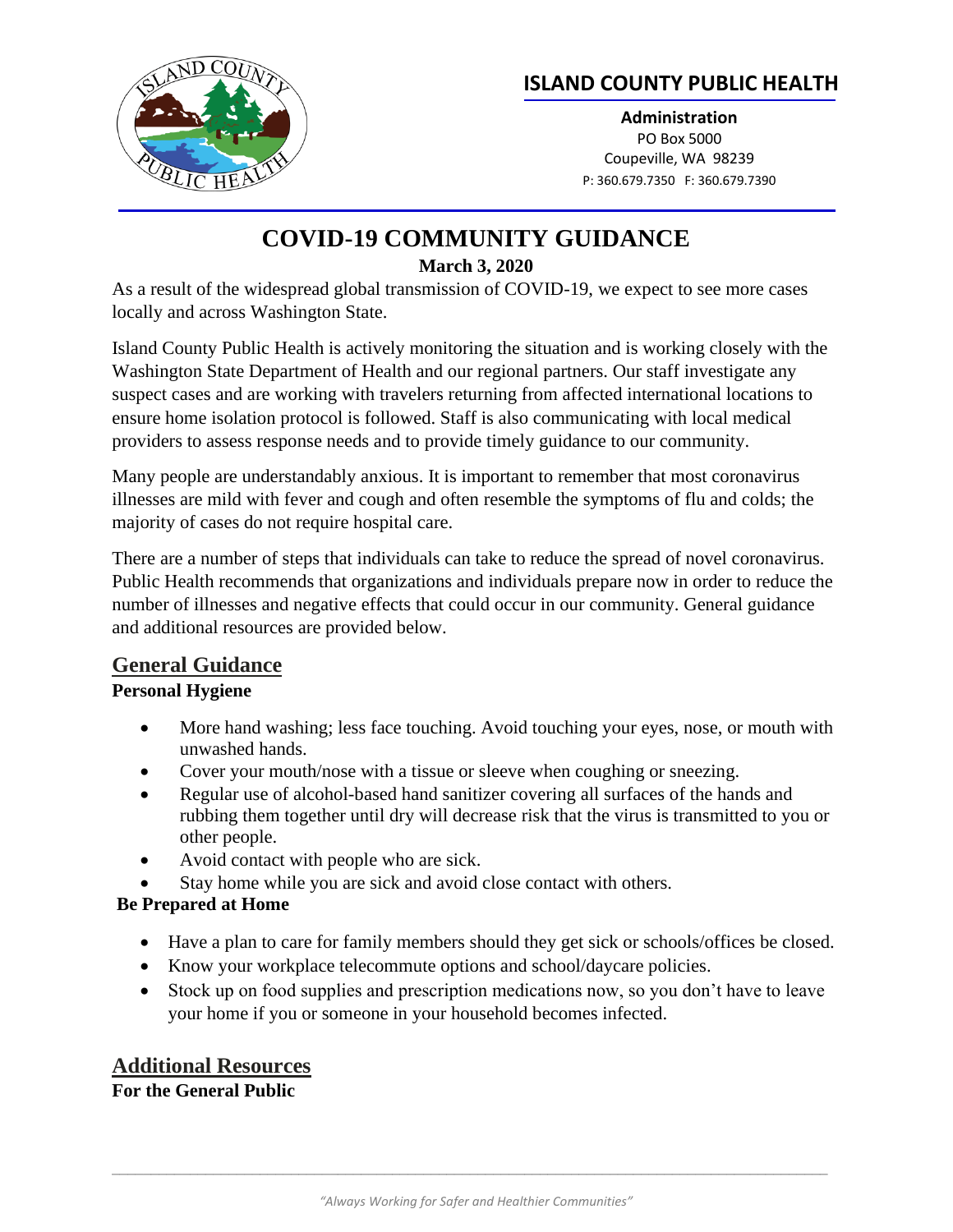# ISLAND COUNTY PUBLIC HEALTH

**Administration**
PO Box 5000
Coupeville, WA 98239
P: 360.679.7350 F: 360.679.7390

# COVID-19 COMMUNITY GUIDANCE

**March 3, 2020**

As a result of the widespread global transmission of COVID-19, we expect to see more cases locally and across Washington State.

Island County Public Health is actively monitoring the situation and is working closely with the Washington State Department of Health and our regional partners. Our staff investigate any suspect cases and are working with travelers returning from affected international locations to ensure home isolation protocol is followed. Staff is also communicating with local medical providers to assess response needs and to provide timely guidance to our community.

Many people are understandably anxious. It is important to remember that most coronavirus illnesses are mild with fever and cough and often resemble the symptoms of flu and colds; the majority of cases do not require hospital care.

There are a number of steps that individuals can take to reduce the spread of novel coronavirus. Public Health recommends that organizations and individuals prepare now in order to reduce the number of illnesses and negative effects that could occur in our community. General guidance and additional resources are provided below.

## General Guidance

### Personal Hygiene

- More hand washing; less face touching. Avoid touching your eyes, nose, or mouth with unwashed hands.
- Cover your mouth/nose with a tissue or sleeve when coughing or sneezing.
- Regular use of alcohol-based hand sanitizer covering all surfaces of the hands and rubbing them together until dry will decrease risk that the virus is transmitted to you or other people.
- Avoid contact with people who are sick.
- Stay home while you are sick and avoid close contact with others.

### Be Prepared at Home

- Have a plan to care for family members should they get sick or schools/offices be closed.
- Know your workplace telecommute options and school/daycare policies.
- Stock up on food supplies and prescription medications now, so you don't have to leave your home if you or someone in your household becomes infected.

## Additional Resources

### For the General Public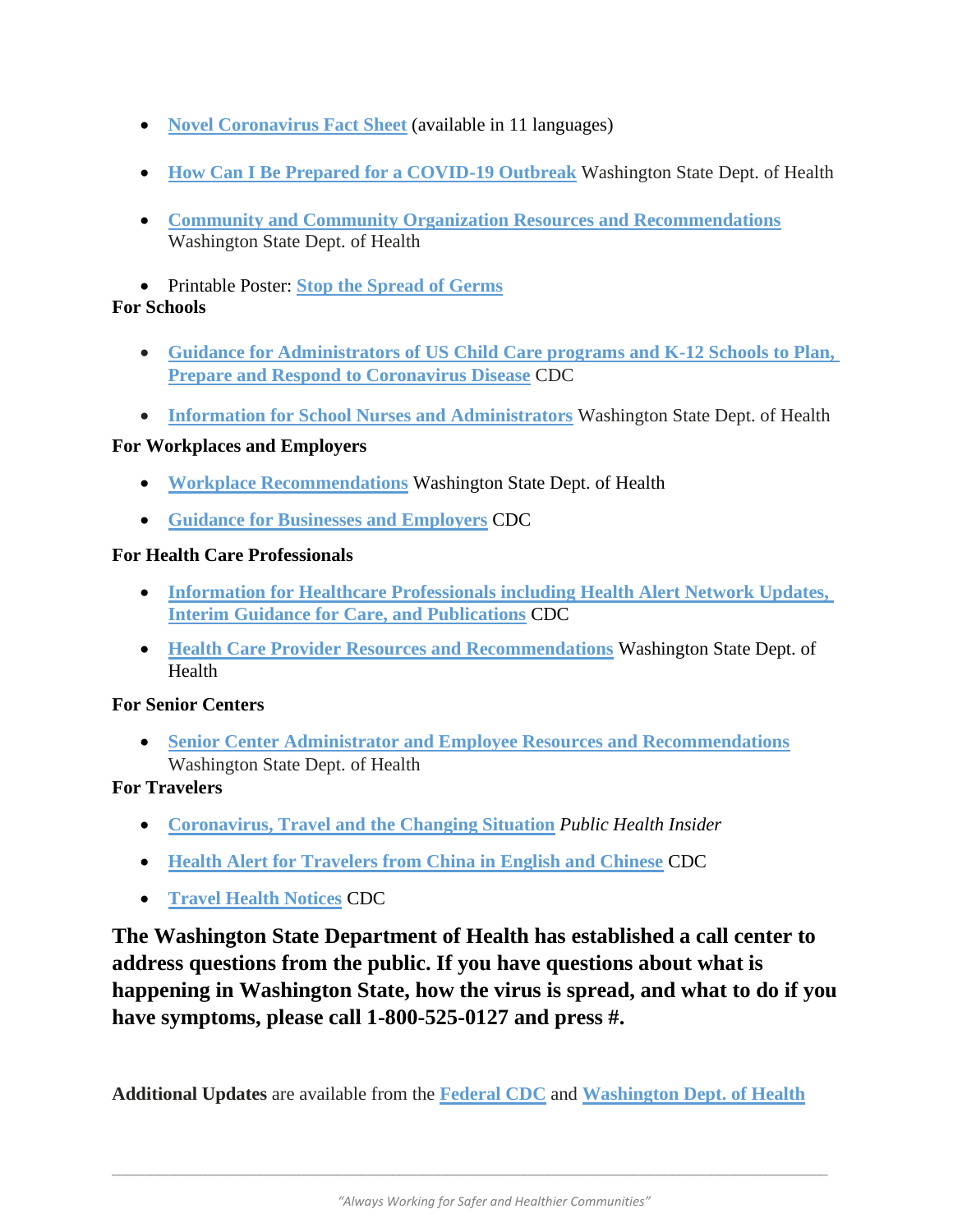- **Novel Coronavirus Fact Sheet** (available in 11 languages)
- **How Can I Be Prepared for a COVID-19 Outbreak** Washington State Dept. of Health
- **Community and Community Organization Resources and Recommendations** Washington State Dept. of Health
- Printable Poster: **Stop the Spread of Germs**

**For Schools**

- **Guidance for Administrators of US Child Care programs and K-12 Schools to Plan, Prepare and Respond to Coronavirus Disease** CDC
- **Information for School Nurses and Administrators** Washington State Dept. of Health

**For Workplaces and Employers**

- **Workplace Recommendations** Washington State Dept. of Health
- **Guidance for Businesses and Employers** CDC

**For Health Care Professionals**

- **Information for Healthcare Professionals including Health Alert Network Updates, Interim Guidance for Care, and Publications** CDC
- **Health Care Provider Resources and Recommendations** Washington State Dept. of Health

**For Senior Centers**

- **Senior Center Administrator and Employee Resources and Recommendations** Washington State Dept. of Health

**For Travelers**

- **Coronavirus, Travel and the Changing Situation** *Public Health Insider*
- **Health Alert for Travelers from China in English and Chinese** CDC
- **Travel Health Notices** CDC

**The Washington State Department of Health has established a call center to address questions from the public. If you have questions about what is happening in Washington State, how the virus is spread, and what to do if you have symptoms, please call 1-800-525-0127 and press #.**

**Additional Updates** are available from the **Federal CDC** and **Washington Dept. of Health**